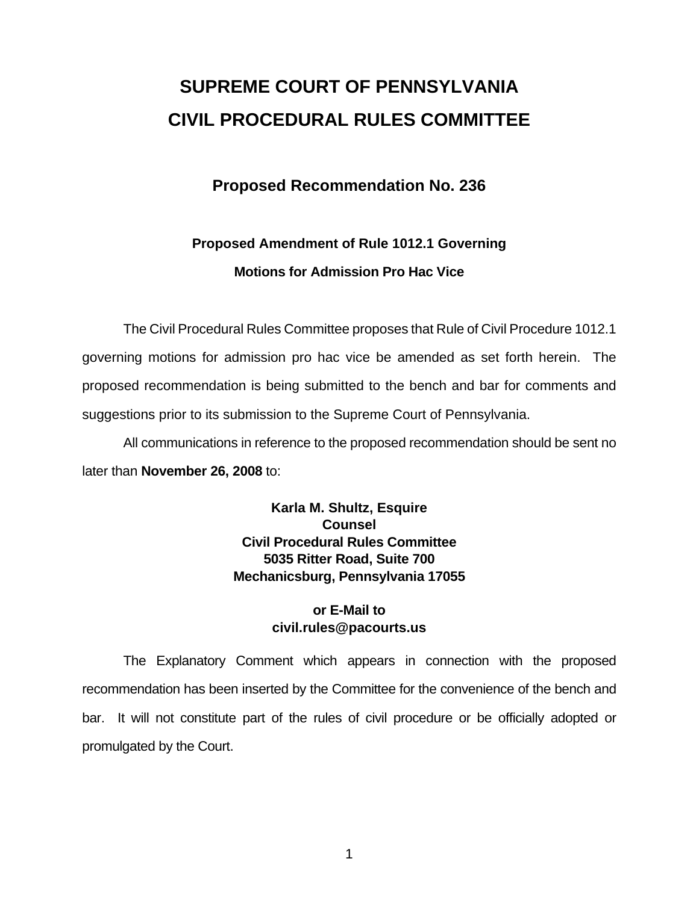# SUPREME COURT OF PENNSYLVANIA
# CIVIL PROCEDURAL RULES COMMITTEE

## Proposed Recommendation No. 236

### Proposed Amendment of Rule 1012.1 Governing Motions for Admission Pro Hac Vice

The Civil Procedural Rules Committee proposes that Rule of Civil Procedure 1012.1 governing motions for admission pro hac vice be amended as set forth herein. The proposed recommendation is being submitted to the bench and bar for comments and suggestions prior to its submission to the Supreme Court of Pennsylvania.

All communications in reference to the proposed recommendation should be sent no later than **November 26, 2008** to:

**Karla M. Shultz, Esquire**
**Counsel**
**Civil Procedural Rules Committee**
**5035 Ritter Road, Suite 700**
**Mechanicsburg, Pennsylvania 17055**

**or E-Mail to**
**civil.rules@pacourts.us**

The Explanatory Comment which appears in connection with the proposed recommendation has been inserted by the Committee for the convenience of the bench and bar. It will not constitute part of the rules of civil procedure or be officially adopted or promulgated by the Court.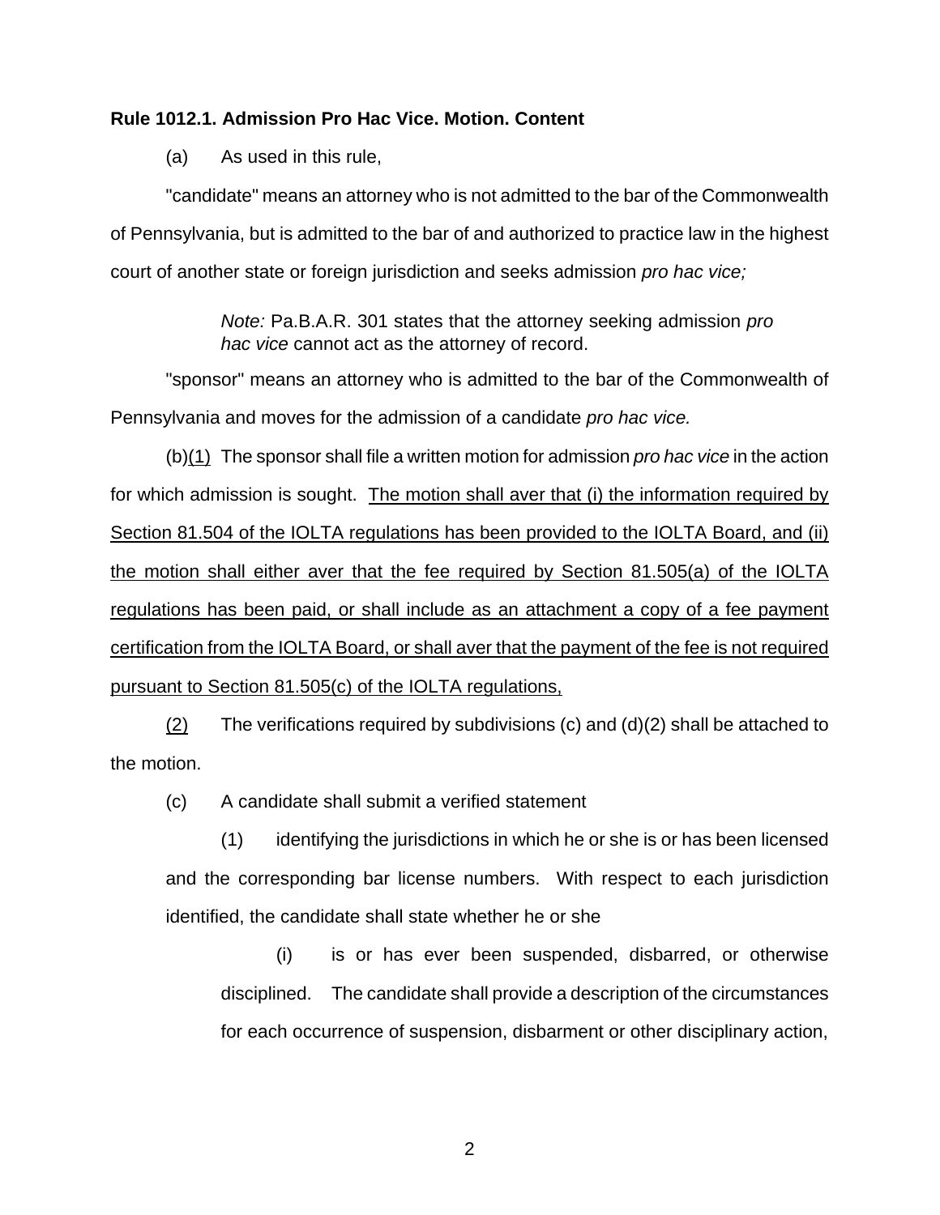**Rule 1012.1. Admission Pro Hac Vice. Motion. Content**

(a) As used in this rule,

"candidate" means an attorney who is not admitted to the bar of the Commonwealth of Pennsylvania, but is admitted to the bar of and authorized to practice law in the highest court of another state or foreign jurisdiction and seeks admission *pro hac vice;*

> *Note:* Pa.B.A.R. 301 states that the attorney seeking admission *pro hac vice* cannot act as the attorney of record.

"sponsor" means an attorney who is admitted to the bar of the Commonwealth of Pennsylvania and moves for the admission of a candidate *pro hac vice.*

(b)<u>(1)</u> The sponsor shall file a written motion for admission *pro hac vice* in the action for which admission is sought. <u>The motion shall aver that (i) the information required by Section 81.504 of the IOLTA regulations has been provided to the IOLTA Board, and (ii) the motion shall either aver that the fee required by Section 81.505(a) of the IOLTA regulations has been paid, or shall include as an attachment a copy of a fee payment certification from the IOLTA Board, or shall aver that the payment of the fee is not required pursuant to Section 81.505(c) of the IOLTA regulations,</u>

<u>(2)</u> The verifications required by subdivisions (c) and (d)(2) shall be attached to the motion.

(c) A candidate shall submit a verified statement

(1) identifying the jurisdictions in which he or she is or has been licensed and the corresponding bar license numbers. With respect to each jurisdiction identified, the candidate shall state whether he or she

(i) is or has ever been suspended, disbarred, or otherwise disciplined. The candidate shall provide a description of the circumstances for each occurrence of suspension, disbarment or other disciplinary action,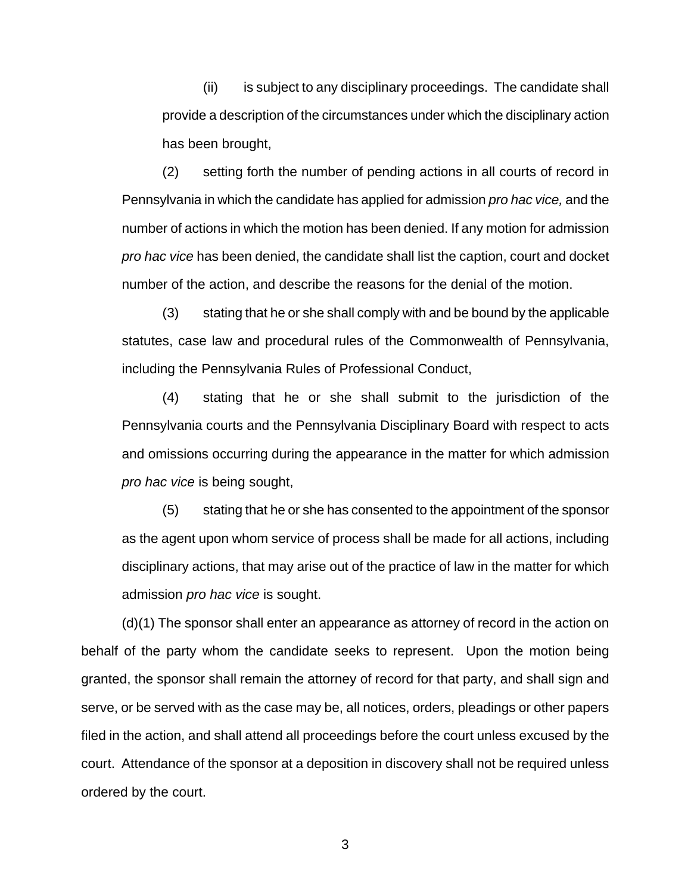(ii) is subject to any disciplinary proceedings. The candidate shall provide a description of the circumstances under which the disciplinary action has been brought,

(2) setting forth the number of pending actions in all courts of record in Pennsylvania in which the candidate has applied for admission *pro hac vice,* and the number of actions in which the motion has been denied. If any motion for admission *pro hac vice* has been denied, the candidate shall list the caption, court and docket number of the action, and describe the reasons for the denial of the motion.

(3) stating that he or she shall comply with and be bound by the applicable statutes, case law and procedural rules of the Commonwealth of Pennsylvania, including the Pennsylvania Rules of Professional Conduct,

(4) stating that he or she shall submit to the jurisdiction of the Pennsylvania courts and the Pennsylvania Disciplinary Board with respect to acts and omissions occurring during the appearance in the matter for which admission *pro hac vice* is being sought,

(5) stating that he or she has consented to the appointment of the sponsor as the agent upon whom service of process shall be made for all actions, including disciplinary actions, that may arise out of the practice of law in the matter for which admission *pro hac vice* is sought.

(d)(1) The sponsor shall enter an appearance as attorney of record in the action on behalf of the party whom the candidate seeks to represent. Upon the motion being granted, the sponsor shall remain the attorney of record for that party, and shall sign and serve, or be served with as the case may be, all notices, orders, pleadings or other papers filed in the action, and shall attend all proceedings before the court unless excused by the court. Attendance of the sponsor at a deposition in discovery shall not be required unless ordered by the court.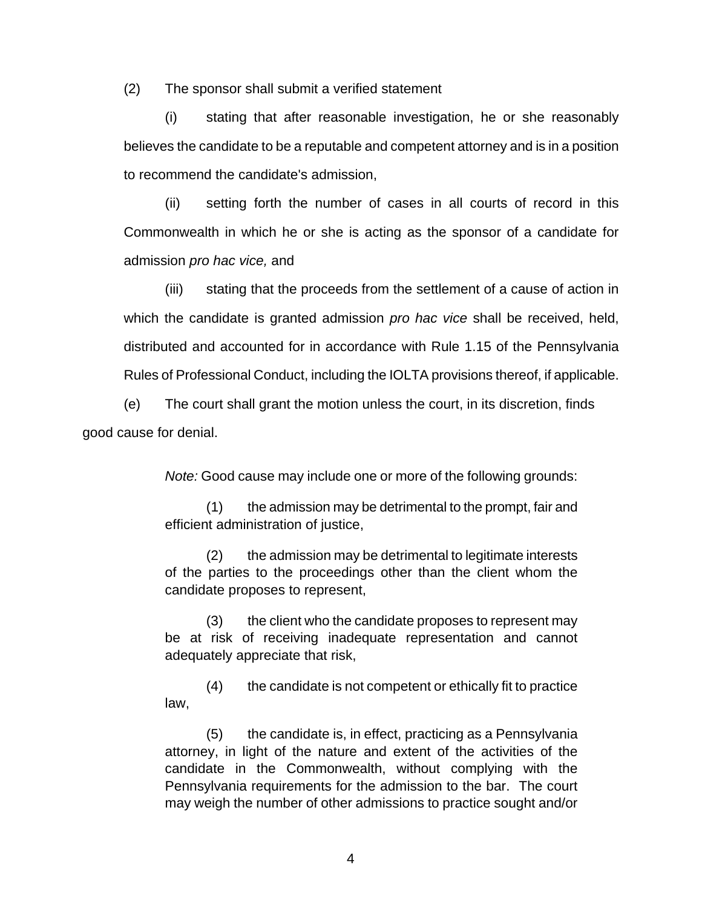(2) The sponsor shall submit a verified statement

(i) stating that after reasonable investigation, he or she reasonably believes the candidate to be a reputable and competent attorney and is in a position to recommend the candidate's admission,

(ii) setting forth the number of cases in all courts of record in this Commonwealth in which he or she is acting as the sponsor of a candidate for admission *pro hac vice,* and

(iii) stating that the proceeds from the settlement of a cause of action in which the candidate is granted admission *pro hac vice* shall be received, held, distributed and accounted for in accordance with Rule 1.15 of the Pennsylvania Rules of Professional Conduct, including the IOLTA provisions thereof, if applicable.

(e) The court shall grant the motion unless the court, in its discretion, finds good cause for denial.

> *Note:* Good cause may include one or more of the following grounds:
>
> (1) the admission may be detrimental to the prompt, fair and efficient administration of justice,
>
> (2) the admission may be detrimental to legitimate interests of the parties to the proceedings other than the client whom the candidate proposes to represent,
>
> (3) the client who the candidate proposes to represent may be at risk of receiving inadequate representation and cannot adequately appreciate that risk,
>
> (4) the candidate is not competent or ethically fit to practice law,
>
> (5) the candidate is, in effect, practicing as a Pennsylvania attorney, in light of the nature and extent of the activities of the candidate in the Commonwealth, without complying with the Pennsylvania requirements for the admission to the bar. The court may weigh the number of other admissions to practice sought and/or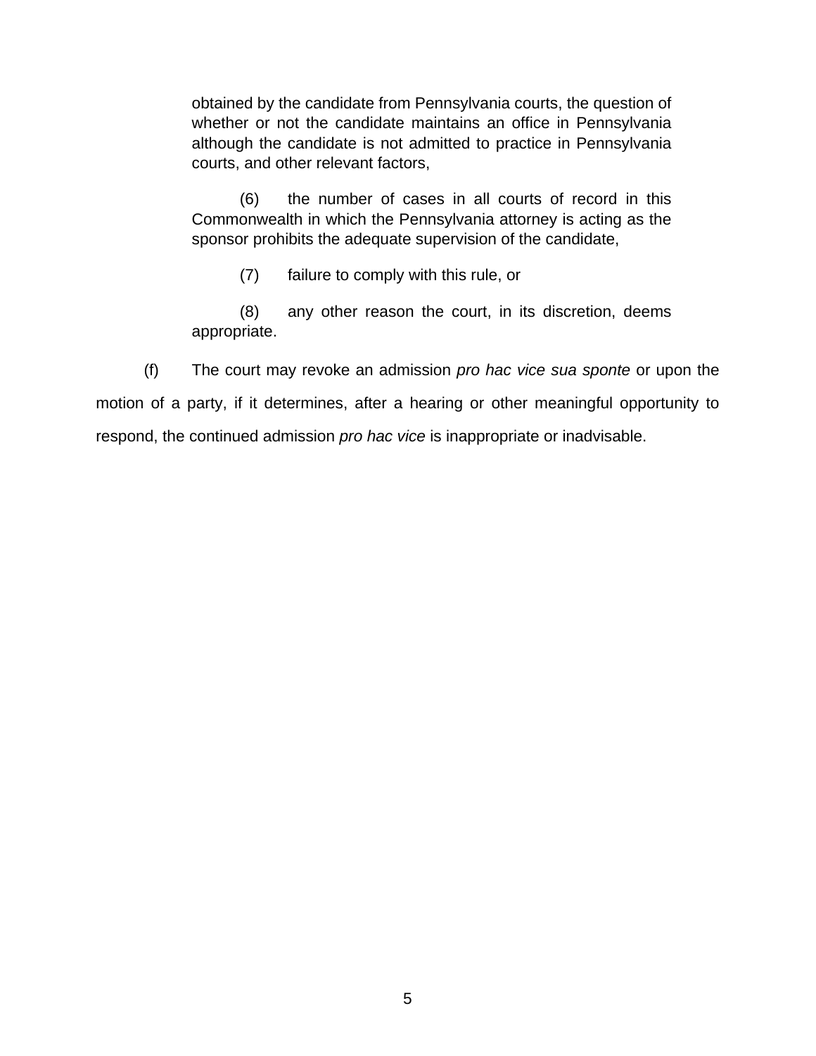obtained by the candidate from Pennsylvania courts, the question of whether or not the candidate maintains an office in Pennsylvania although the candidate is not admitted to practice in Pennsylvania courts, and other relevant factors,

(6) the number of cases in all courts of record in this Commonwealth in which the Pennsylvania attorney is acting as the sponsor prohibits the adequate supervision of the candidate,

(7) failure to comply with this rule, or

(8) any other reason the court, in its discretion, deems appropriate.

(f) The court may revoke an admission *pro hac vice sua sponte* or upon the motion of a party, if it determines, after a hearing or other meaningful opportunity to respond, the continued admission *pro hac vice* is inappropriate or inadvisable.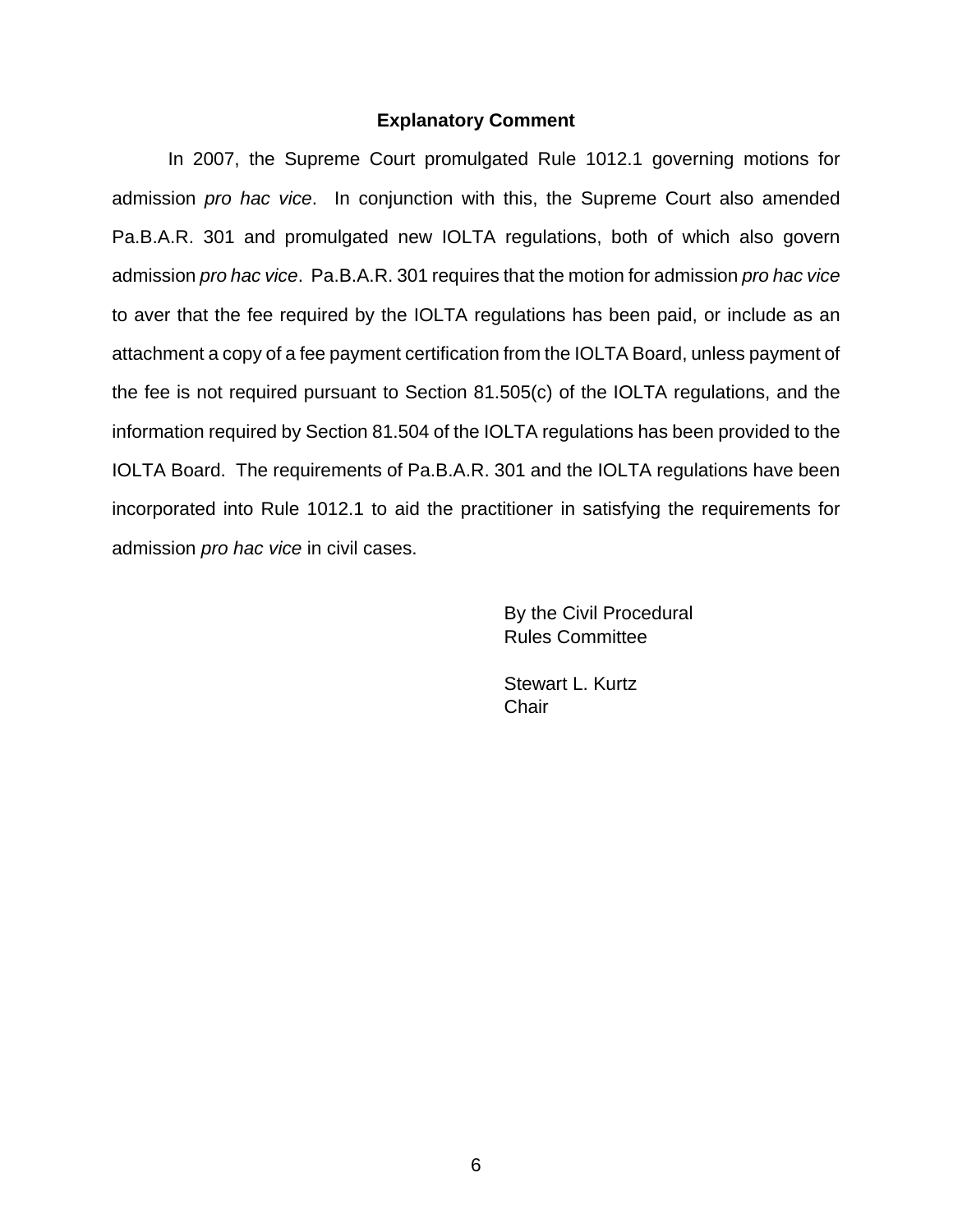## Explanatory Comment

In 2007, the Supreme Court promulgated Rule 1012.1 governing motions for admission *pro hac vice*. In conjunction with this, the Supreme Court also amended Pa.B.A.R. 301 and promulgated new IOLTA regulations, both of which also govern admission *pro hac vice*. Pa.B.A.R. 301 requires that the motion for admission *pro hac vice* to aver that the fee required by the IOLTA regulations has been paid, or include as an attachment a copy of a fee payment certification from the IOLTA Board, unless payment of the fee is not required pursuant to Section 81.505(c) of the IOLTA regulations, and the information required by Section 81.504 of the IOLTA regulations has been provided to the IOLTA Board. The requirements of Pa.B.A.R. 301 and the IOLTA regulations have been incorporated into Rule 1012.1 to aid the practitioner in satisfying the requirements for admission *pro hac vice* in civil cases.

By the Civil Procedural
Rules Committee

Stewart L. Kurtz
Chair